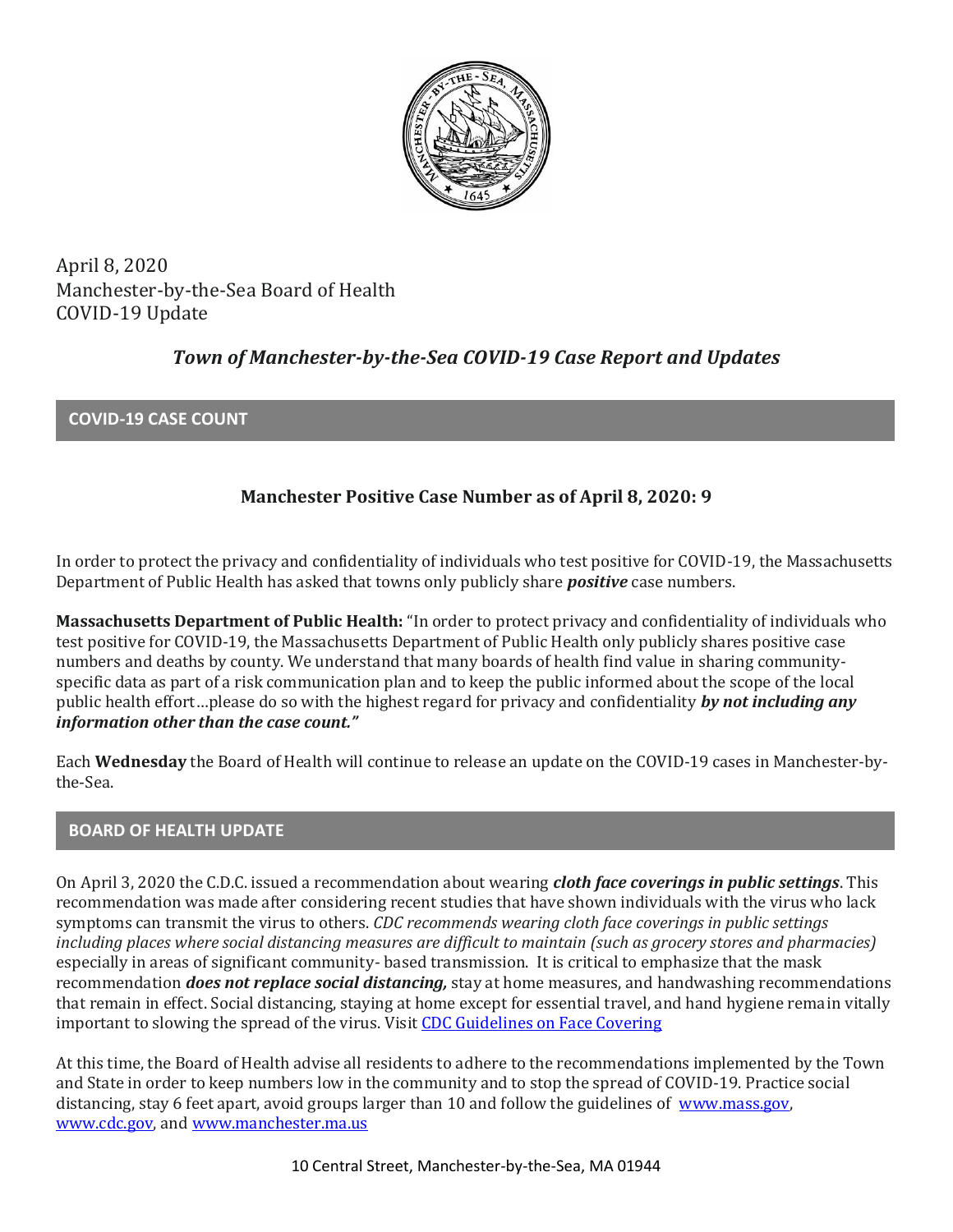April 8, 2020
Manchester-by-the-Sea Board of Health
COVID-19 Update

# *Town of Manchester-by-the-Sea COVID-19 Case Report and Updates*

## COVID-19 CASE COUNT

**Manchester Positive Case Number as of April 8, 2020: 9**

In order to protect the privacy and confidentiality of individuals who test positive for COVID-19, the Massachusetts Department of Public Health has asked that towns only publicly share ***positive*** case numbers.

**Massachusetts Department of Public Health:** "In order to protect privacy and confidentiality of individuals who test positive for COVID-19, the Massachusetts Department of Public Health only publicly shares positive case numbers and deaths by county. We understand that many boards of health find value in sharing community-specific data as part of a risk communication plan and to keep the public informed about the scope of the local public health effort…please do so with the highest regard for privacy and confidentiality ***by not including any information other than the case count."***

Each **Wednesday** the Board of Health will continue to release an update on the COVID-19 cases in Manchester-by-the-Sea.

## BOARD OF HEALTH UPDATE

On April 3, 2020 the C.D.C. issued a recommendation about wearing ***cloth face coverings in public settings***. This recommendation was made after considering recent studies that have shown individuals with the virus who lack symptoms can transmit the virus to others. *CDC recommends wearing cloth face coverings in public settings including places where social distancing measures are difficult to maintain (such as grocery stores and pharmacies)* especially in areas of significant community- based transmission. It is critical to emphasize that the mask recommendation ***does not replace social distancing,*** stay at home measures, and handwashing recommendations that remain in effect. Social distancing, staying at home except for essential travel, and hand hygiene remain vitally important to slowing the spread of the virus. Visit [CDC Guidelines on Face Covering]

At this time, the Board of Health advise all residents to adhere to the recommendations implemented by the Town and State in order to keep numbers low in the community and to stop the spread of COVID-19. Practice social distancing, stay 6 feet apart, avoid groups larger than 10 and follow the guidelines of www.mass.gov, www.cdc.gov, and www.manchester.ma.us

10 Central Street, Manchester-by-the-Sea, MA 01944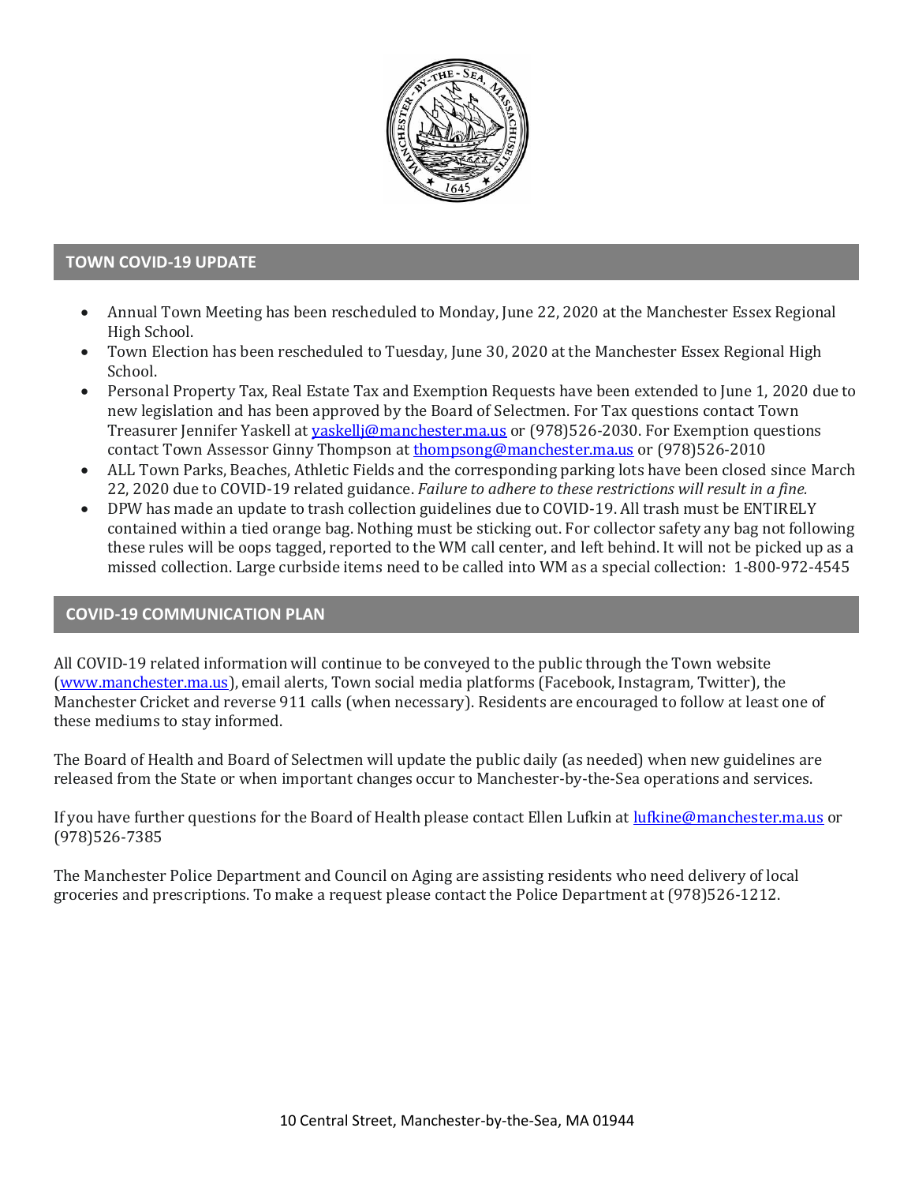## TOWN COVID-19 UPDATE

- Annual Town Meeting has been rescheduled to Monday, June 22, 2020 at the Manchester Essex Regional High School.
- Town Election has been rescheduled to Tuesday, June 30, 2020 at the Manchester Essex Regional High School.
- Personal Property Tax, Real Estate Tax and Exemption Requests have been extended to June 1, 2020 due to new legislation and has been approved by the Board of Selectmen. For Tax questions contact Town Treasurer Jennifer Yaskell at yaskellj@manchester.ma.us or (978)526-2030. For Exemption questions contact Town Assessor Ginny Thompson at thompsong@manchester.ma.us or (978)526-2010
- ALL Town Parks, Beaches, Athletic Fields and the corresponding parking lots have been closed since March 22, 2020 due to COVID-19 related guidance. *Failure to adhere to these restrictions will result in a fine.*
- DPW has made an update to trash collection guidelines due to COVID-19. All trash must be ENTIRELY contained within a tied orange bag. Nothing must be sticking out. For collector safety any bag not following these rules will be oops tagged, reported to the WM call center, and left behind. It will not be picked up as a missed collection. Large curbside items need to be called into WM as a special collection: 1-800-972-4545

## COVID-19 COMMUNICATION PLAN

All COVID-19 related information will continue to be conveyed to the public through the Town website (www.manchester.ma.us), email alerts, Town social media platforms (Facebook, Instagram, Twitter), the Manchester Cricket and reverse 911 calls (when necessary). Residents are encouraged to follow at least one of these mediums to stay informed.

The Board of Health and Board of Selectmen will update the public daily (as needed) when new guidelines are released from the State or when important changes occur to Manchester-by-the-Sea operations and services.

If you have further questions for the Board of Health please contact Ellen Lufkin at lufkine@manchester.ma.us or (978)526-7385

The Manchester Police Department and Council on Aging are assisting residents who need delivery of local groceries and prescriptions. To make a request please contact the Police Department at (978)526-1212.

10 Central Street, Manchester-by-the-Sea, MA 01944